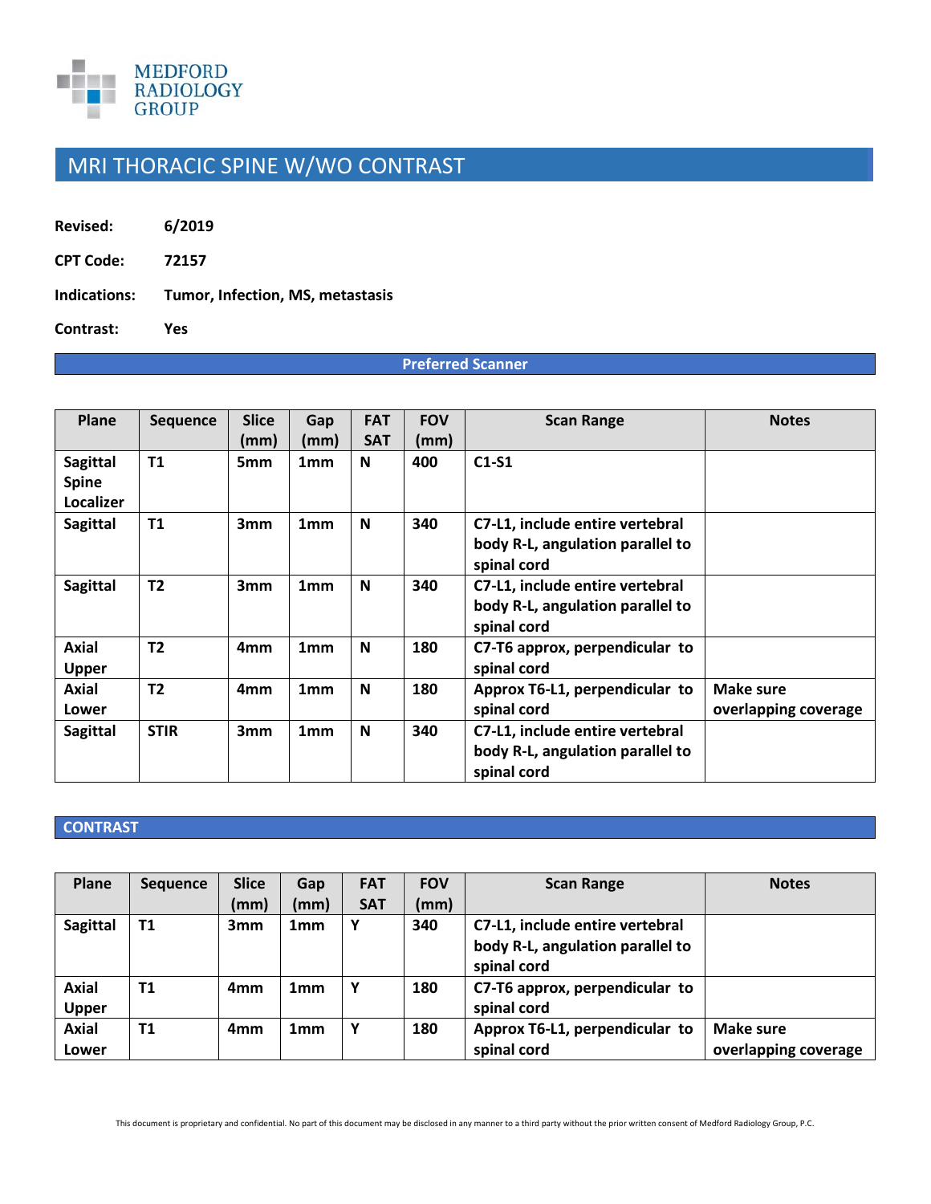MEDFORD RADIOLOGY GROUP

# MRI THORACIC SPINE W/WO CONTRAST

**Revised:** 6/2019

**CPT Code:** 72157

**Indications:** Tumor, Infection, MS, metastasis

**Contrast:** Yes

## Preferred Scanner

| Plane | Sequence | Slice (mm) | Gap (mm) | FAT SAT | FOV (mm) | Scan Range | Notes |
|---|---|---|---|---|---|---|---|
| Sagittal Spine Localizer | T1 | 5mm | 1mm | N | 400 | C1-S1 | |
| Sagittal | T1 | 3mm | 1mm | N | 340 | C7-L1, include entire vertebral body R-L, angulation parallel to spinal cord | |
| Sagittal | T2 | 3mm | 1mm | N | 340 | C7-L1, include entire vertebral body R-L, angulation parallel to spinal cord | |
| Axial Upper | T2 | 4mm | 1mm | N | 180 | C7-T6 approx, perpendicular to spinal cord | |
| Axial Lower | T2 | 4mm | 1mm | N | 180 | Approx T6-L1, perpendicular to spinal cord | Make sure overlapping coverage |
| Sagittal | STIR | 3mm | 1mm | N | 340 | C7-L1, include entire vertebral body R-L, angulation parallel to spinal cord | |

## CONTRAST

| Plane | Sequence | Slice (mm) | Gap (mm) | FAT SAT | FOV (mm) | Scan Range | Notes |
|---|---|---|---|---|---|---|---|
| Sagittal | T1 | 3mm | 1mm | Y | 340 | C7-L1, include entire vertebral body R-L, angulation parallel to spinal cord | |
| Axial Upper | T1 | 4mm | 1mm | Y | 180 | C7-T6 approx, perpendicular to spinal cord | |
| Axial Lower | T1 | 4mm | 1mm | Y | 180 | Approx T6-L1, perpendicular to spinal cord | Make sure overlapping coverage |

This document is proprietary and confidential. No part of this document may be disclosed in any manner to a third party without the prior written consent of Medford Radiology Group, P.C.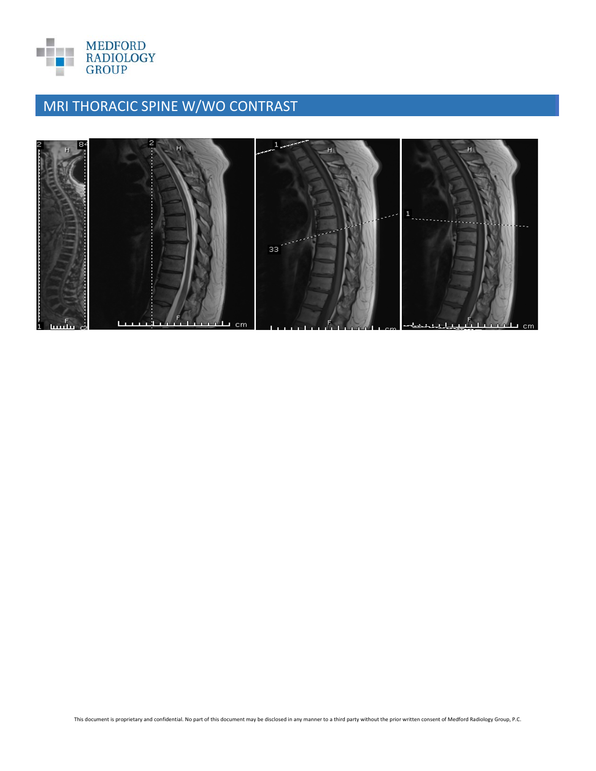MEDFORD RADIOLOGY GROUP

## MRI THORACIC SPINE W/WO CONTRAST

This document is proprietary and confidential. No part of this document may be disclosed in any manner to a third party without the prior written consent of Medford Radiology Group, P.C.